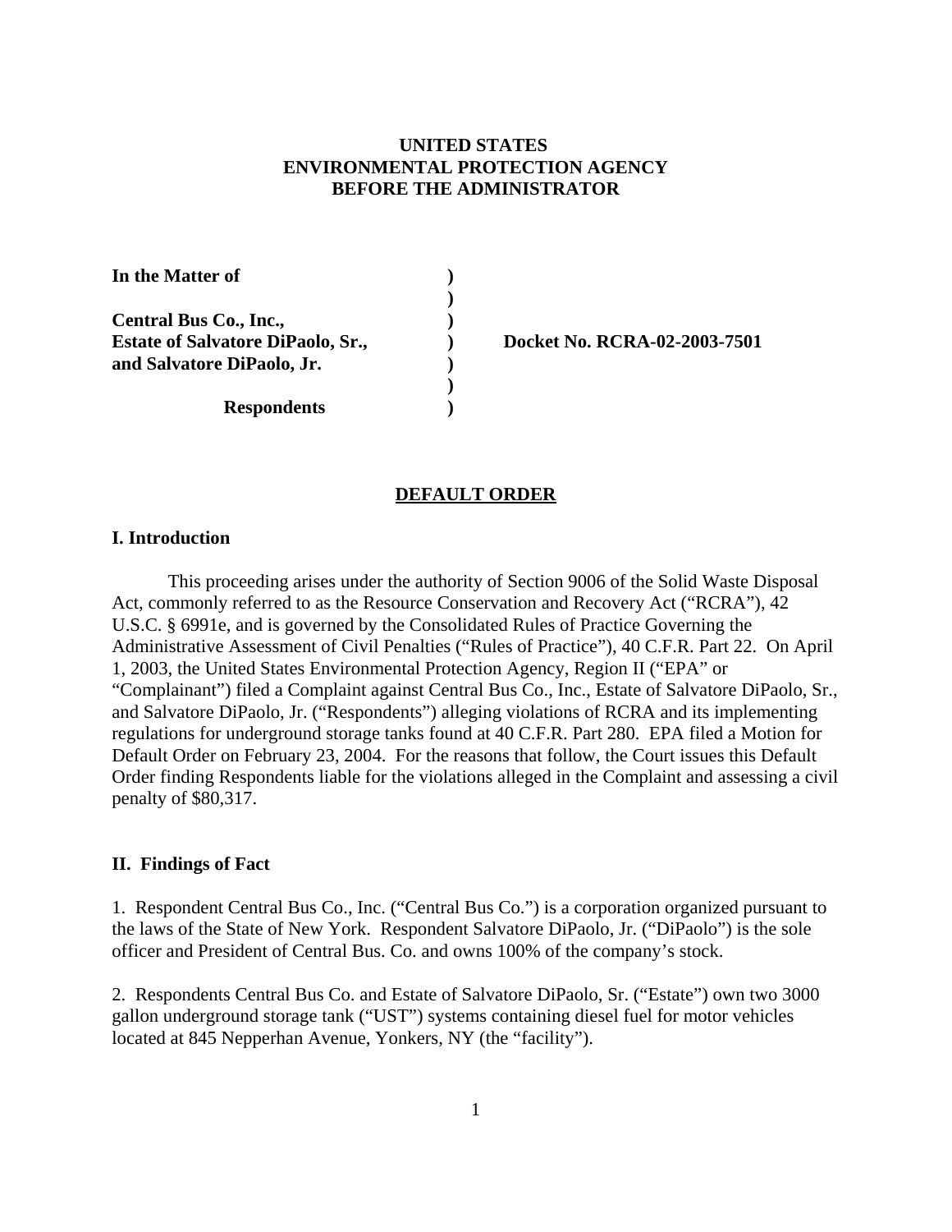**UNITED STATES**
**ENVIRONMENTAL PROTECTION AGENCY**
**BEFORE THE ADMINISTRATOR**

| | | |
|---|---|---|
| **In the Matter of** | **)** | |
| | **)** | |
| **Central Bus Co., Inc.,** | **)** | |
| **Estate of Salvatore DiPaolo, Sr.,** | **)** | **Docket No. RCRA-02-2003-7501** |
| **and Salvatore DiPaolo, Jr.** | **)** | |
| | **)** | |
| **Respondents** | **)** | |

# DEFAULT ORDER

## I. Introduction

This proceeding arises under the authority of Section 9006 of the Solid Waste Disposal Act, commonly referred to as the Resource Conservation and Recovery Act ("RCRA"), 42 U.S.C. § 6991e, and is governed by the Consolidated Rules of Practice Governing the Administrative Assessment of Civil Penalties ("Rules of Practice"), 40 C.F.R. Part 22. On April 1, 2003, the United States Environmental Protection Agency, Region II ("EPA" or "Complainant") filed a Complaint against Central Bus Co., Inc., Estate of Salvatore DiPaolo, Sr., and Salvatore DiPaolo, Jr. ("Respondents") alleging violations of RCRA and its implementing regulations for underground storage tanks found at 40 C.F.R. Part 280. EPA filed a Motion for Default Order on February 23, 2004. For the reasons that follow, the Court issues this Default Order finding Respondents liable for the violations alleged in the Complaint and assessing a civil penalty of $80,317.

## II. Findings of Fact

1. Respondent Central Bus Co., Inc. ("Central Bus Co.") is a corporation organized pursuant to the laws of the State of New York. Respondent Salvatore DiPaolo, Jr. ("DiPaolo") is the sole officer and President of Central Bus. Co. and owns 100% of the company's stock.

2. Respondents Central Bus Co. and Estate of Salvatore DiPaolo, Sr. ("Estate") own two 3000 gallon underground storage tank ("UST") systems containing diesel fuel for motor vehicles located at 845 Nepperhan Avenue, Yonkers, NY (the "facility").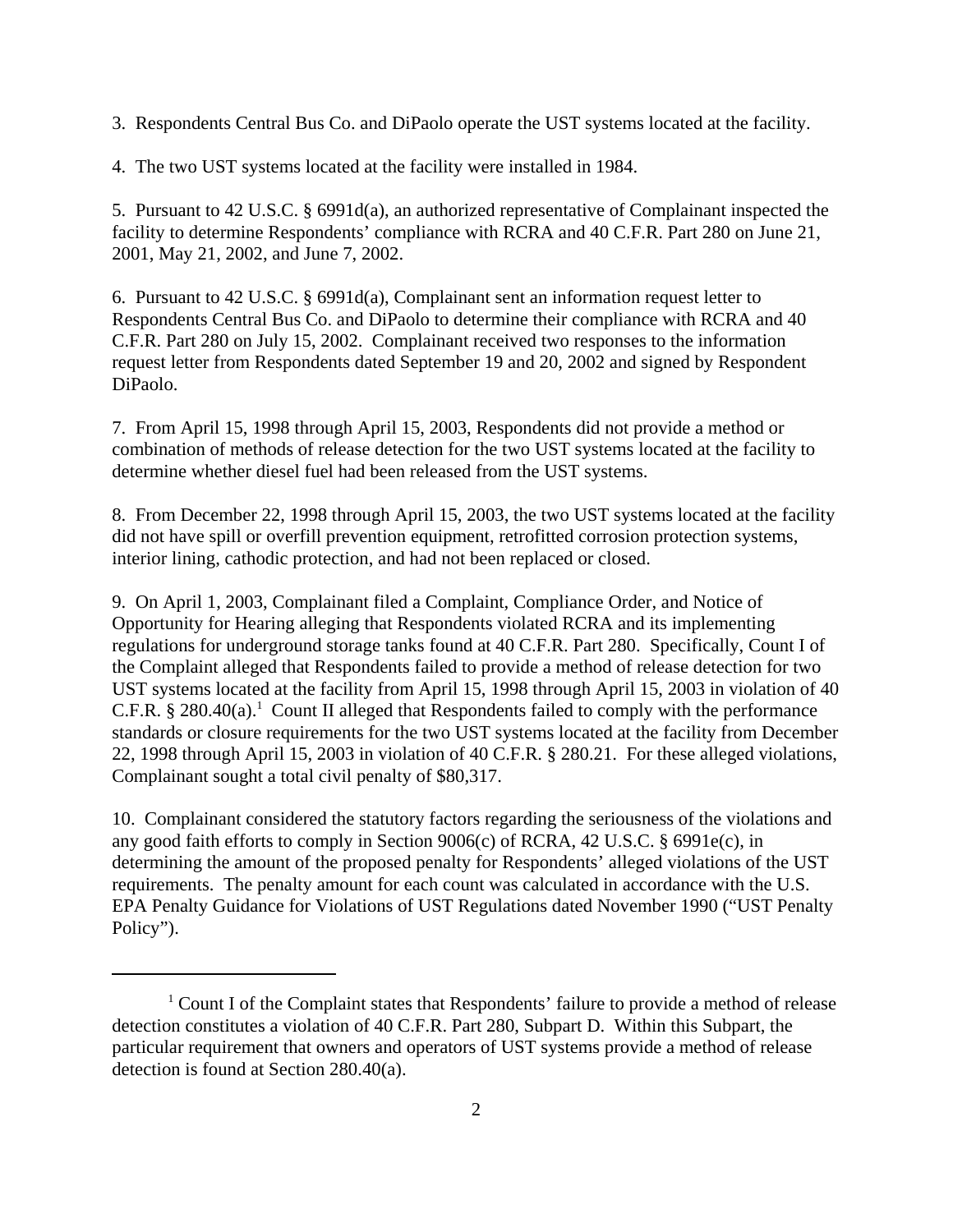3. Respondents Central Bus Co. and DiPaolo operate the UST systems located at the facility.

4. The two UST systems located at the facility were installed in 1984.

5. Pursuant to 42 U.S.C. § 6991d(a), an authorized representative of Complainant inspected the facility to determine Respondents' compliance with RCRA and 40 C.F.R. Part 280 on June 21, 2001, May 21, 2002, and June 7, 2002.

6. Pursuant to 42 U.S.C. § 6991d(a), Complainant sent an information request letter to Respondents Central Bus Co. and DiPaolo to determine their compliance with RCRA and 40 C.F.R. Part 280 on July 15, 2002. Complainant received two responses to the information request letter from Respondents dated September 19 and 20, 2002 and signed by Respondent DiPaolo.

7. From April 15, 1998 through April 15, 2003, Respondents did not provide a method or combination of methods of release detection for the two UST systems located at the facility to determine whether diesel fuel had been released from the UST systems.

8. From December 22, 1998 through April 15, 2003, the two UST systems located at the facility did not have spill or overfill prevention equipment, retrofitted corrosion protection systems, interior lining, cathodic protection, and had not been replaced or closed.

9. On April 1, 2003, Complainant filed a Complaint, Compliance Order, and Notice of Opportunity for Hearing alleging that Respondents violated RCRA and its implementing regulations for underground storage tanks found at 40 C.F.R. Part 280. Specifically, Count I of the Complaint alleged that Respondents failed to provide a method of release detection for two UST systems located at the facility from April 15, 1998 through April 15, 2003 in violation of 40 C.F.R. § 280.40(a).[1] Count II alleged that Respondents failed to comply with the performance standards or closure requirements for the two UST systems located at the facility from December 22, 1998 through April 15, 2003 in violation of 40 C.F.R. § 280.21. For these alleged violations, Complainant sought a total civil penalty of $80,317.

10. Complainant considered the statutory factors regarding the seriousness of the violations and any good faith efforts to comply in Section 9006(c) of RCRA, 42 U.S.C. § 6991e(c), in determining the amount of the proposed penalty for Respondents' alleged violations of the UST requirements. The penalty amount for each count was calculated in accordance with the U.S. EPA Penalty Guidance for Violations of UST Regulations dated November 1990 ("UST Penalty Policy").

---

[1] Count I of the Complaint states that Respondents' failure to provide a method of release detection constitutes a violation of 40 C.F.R. Part 280, Subpart D. Within this Subpart, the particular requirement that owners and operators of UST systems provide a method of release detection is found at Section 280.40(a).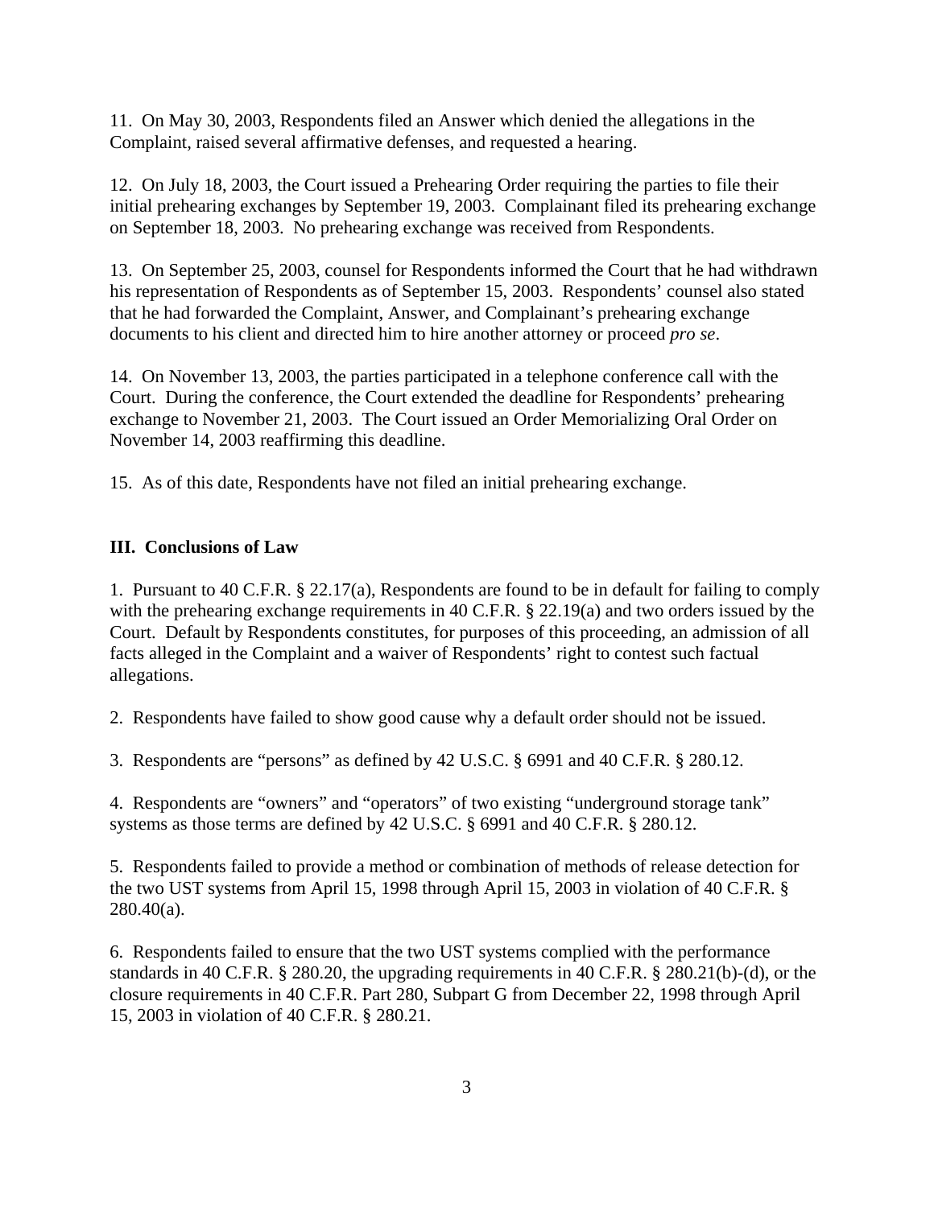11. On May 30, 2003, Respondents filed an Answer which denied the allegations in the Complaint, raised several affirmative defenses, and requested a hearing.

12. On July 18, 2003, the Court issued a Prehearing Order requiring the parties to file their initial prehearing exchanges by September 19, 2003. Complainant filed its prehearing exchange on September 18, 2003. No prehearing exchange was received from Respondents.

13. On September 25, 2003, counsel for Respondents informed the Court that he had withdrawn his representation of Respondents as of September 15, 2003. Respondents' counsel also stated that he had forwarded the Complaint, Answer, and Complainant's prehearing exchange documents to his client and directed him to hire another attorney or proceed *pro se*.

14. On November 13, 2003, the parties participated in a telephone conference call with the Court. During the conference, the Court extended the deadline for Respondents' prehearing exchange to November 21, 2003. The Court issued an Order Memorializing Oral Order on November 14, 2003 reaffirming this deadline.

15. As of this date, Respondents have not filed an initial prehearing exchange.

### III. Conclusions of Law

1. Pursuant to 40 C.F.R. § 22.17(a), Respondents are found to be in default for failing to comply with the prehearing exchange requirements in 40 C.F.R. § 22.19(a) and two orders issued by the Court. Default by Respondents constitutes, for purposes of this proceeding, an admission of all facts alleged in the Complaint and a waiver of Respondents' right to contest such factual allegations.

2. Respondents have failed to show good cause why a default order should not be issued.

3. Respondents are "persons" as defined by 42 U.S.C. § 6991 and 40 C.F.R. § 280.12.

4. Respondents are "owners" and "operators" of two existing "underground storage tank" systems as those terms are defined by 42 U.S.C. § 6991 and 40 C.F.R. § 280.12.

5. Respondents failed to provide a method or combination of methods of release detection for the two UST systems from April 15, 1998 through April 15, 2003 in violation of 40 C.F.R. § 280.40(a).

6. Respondents failed to ensure that the two UST systems complied with the performance standards in 40 C.F.R. § 280.20, the upgrading requirements in 40 C.F.R. § 280.21(b)-(d), or the closure requirements in 40 C.F.R. Part 280, Subpart G from December 22, 1998 through April 15, 2003 in violation of 40 C.F.R. § 280.21.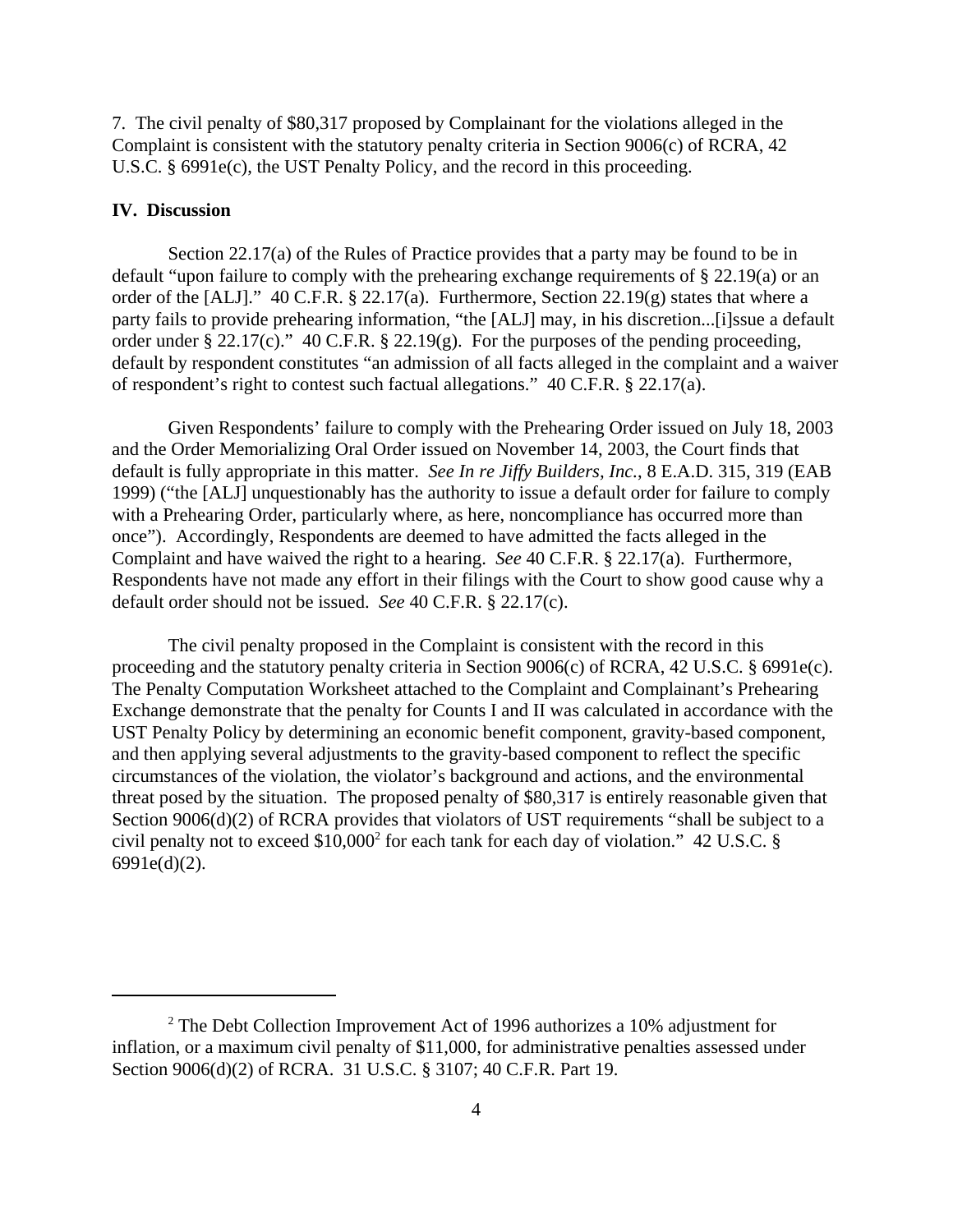7. The civil penalty of $80,317 proposed by Complainant for the violations alleged in the Complaint is consistent with the statutory penalty criteria in Section 9006(c) of RCRA, 42 U.S.C. § 6991e(c), the UST Penalty Policy, and the record in this proceeding.

## IV. Discussion

Section 22.17(a) of the Rules of Practice provides that a party may be found to be in default "upon failure to comply with the prehearing exchange requirements of § 22.19(a) or an order of the [ALJ]." 40 C.F.R. § 22.17(a). Furthermore, Section 22.19(g) states that where a party fails to provide prehearing information, "the [ALJ] may, in his discretion...[i]ssue a default order under § 22.17(c)." 40 C.F.R. § 22.19(g). For the purposes of the pending proceeding, default by respondent constitutes "an admission of all facts alleged in the complaint and a waiver of respondent's right to contest such factual allegations." 40 C.F.R. § 22.17(a).

Given Respondents' failure to comply with the Prehearing Order issued on July 18, 2003 and the Order Memorializing Oral Order issued on November 14, 2003, the Court finds that default is fully appropriate in this matter. *See In re Jiffy Builders, Inc.*, 8 E.A.D. 315, 319 (EAB 1999) ("the [ALJ] unquestionably has the authority to issue a default order for failure to comply with a Prehearing Order, particularly where, as here, noncompliance has occurred more than once"). Accordingly, Respondents are deemed to have admitted the facts alleged in the Complaint and have waived the right to a hearing. *See* 40 C.F.R. § 22.17(a). Furthermore, Respondents have not made any effort in their filings with the Court to show good cause why a default order should not be issued. *See* 40 C.F.R. § 22.17(c).

The civil penalty proposed in the Complaint is consistent with the record in this proceeding and the statutory penalty criteria in Section 9006(c) of RCRA, 42 U.S.C. § 6991e(c). The Penalty Computation Worksheet attached to the Complaint and Complainant's Prehearing Exchange demonstrate that the penalty for Counts I and II was calculated in accordance with the UST Penalty Policy by determining an economic benefit component, gravity-based component, and then applying several adjustments to the gravity-based component to reflect the specific circumstances of the violation, the violator's background and actions, and the environmental threat posed by the situation. The proposed penalty of $80,317 is entirely reasonable given that Section 9006(d)(2) of RCRA provides that violators of UST requirements "shall be subject to a civil penalty not to exceed $10,000[2] for each tank for each day of violation." 42 U.S.C. § 6991e(d)(2).

---

[2] The Debt Collection Improvement Act of 1996 authorizes a 10% adjustment for inflation, or a maximum civil penalty of $11,000, for administrative penalties assessed under Section 9006(d)(2) of RCRA. 31 U.S.C. § 3107; 40 C.F.R. Part 19.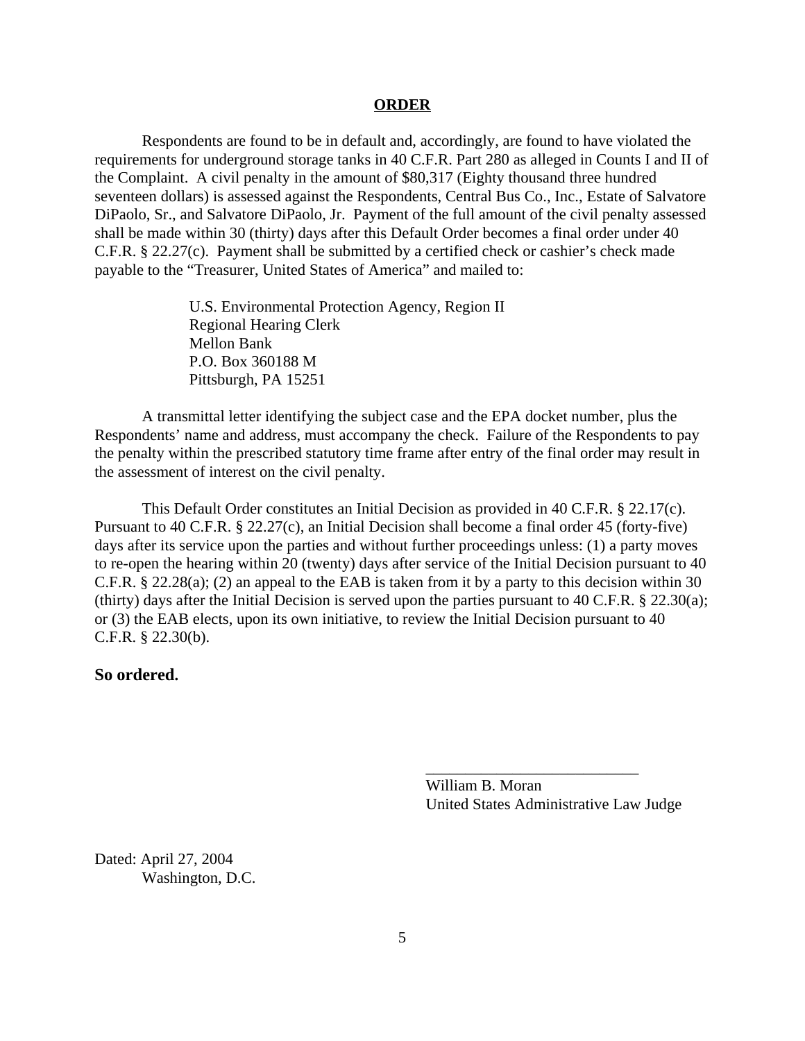## ORDER

Respondents are found to be in default and, accordingly, are found to have violated the requirements for underground storage tanks in 40 C.F.R. Part 280 as alleged in Counts I and II of the Complaint. A civil penalty in the amount of $80,317 (Eighty thousand three hundred seventeen dollars) is assessed against the Respondents, Central Bus Co., Inc., Estate of Salvatore DiPaolo, Sr., and Salvatore DiPaolo, Jr. Payment of the full amount of the civil penalty assessed shall be made within 30 (thirty) days after this Default Order becomes a final order under 40 C.F.R. § 22.27(c). Payment shall be submitted by a certified check or cashier's check made payable to the "Treasurer, United States of America" and mailed to:

> U.S. Environmental Protection Agency, Region II
> Regional Hearing Clerk
> Mellon Bank
> P.O. Box 360188 M
> Pittsburgh, PA 15251

A transmittal letter identifying the subject case and the EPA docket number, plus the Respondents' name and address, must accompany the check. Failure of the Respondents to pay the penalty within the prescribed statutory time frame after entry of the final order may result in the assessment of interest on the civil penalty.

This Default Order constitutes an Initial Decision as provided in 40 C.F.R. § 22.17(c). Pursuant to 40 C.F.R. § 22.27(c), an Initial Decision shall become a final order 45 (forty-five) days after its service upon the parties and without further proceedings unless: (1) a party moves to re-open the hearing within 20 (twenty) days after service of the Initial Decision pursuant to 40 C.F.R. § 22.28(a); (2) an appeal to the EAB is taken from it by a party to this decision within 30 (thirty) days after the Initial Decision is served upon the parties pursuant to 40 C.F.R. § 22.30(a); or (3) the EAB elects, upon its own initiative, to review the Initial Decision pursuant to 40 C.F.R. § 22.30(b).

**So ordered.**

\_\_\_\_\_\_\_\_\_\_\_\_\_\_\_\_\_\_\_\_\_\_\_\_\_\_\_\_
William B. Moran
United States Administrative Law Judge

Dated: April 27, 2004
Washington, D.C.